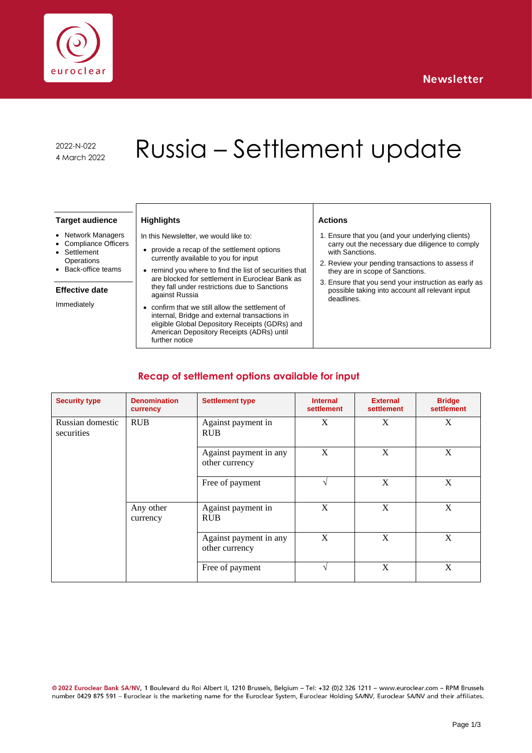Newsletter

2022-N-022
4 March 2022

# Russia – Settlement update

### Target audience

- Network Managers
- Compliance Officers
- Settlement Operations
- Back-office teams

### Effective date

Immediately

### Highlights

In this Newsletter, we would like to:

- provide a recap of the settlement options currently available to you for input
- remind you where to find the list of securities that are blocked for settlement in Euroclear Bank as they fall under restrictions due to Sanctions against Russia
- confirm that we still allow the settlement of internal, Bridge and external transactions in eligible Global Depository Receipts (GDRs) and American Depository Receipts (ADRs) until further notice

### Actions

1. Ensure that you (and your underlying clients) carry out the necessary due diligence to comply with Sanctions.
2. Review your pending transactions to assess if they are in scope of Sanctions.
3. Ensure that you send your instruction as early as possible taking into account all relevant input deadlines.

## Recap of settlement options available for input

| Security type | Denomination currency | Settlement type | Internal settlement | External settlement | Bridge settlement |
|---|---|---|---|---|---|
| Russian domestic securities | RUB | Against payment in RUB | X | X | X |
| | | Against payment in any other currency | X | X | X |
| | | Free of payment | √ | X | X |
| | Any other currency | Against payment in RUB | X | X | X |
| | | Against payment in any other currency | X | X | X |
| | | Free of payment | √ | X | X |

© 2022 Euroclear Bank SA/NV, 1 Boulevard du Roi Albert II, 1210 Brussels, Belgium – Tel: +32 (0)2 326 1211 – www.euroclear.com – RPM Brussels number 0429 875 591 – Euroclear is the marketing name for the Euroclear System, Euroclear Holding SA/NV, Euroclear SA/NV and their affiliates.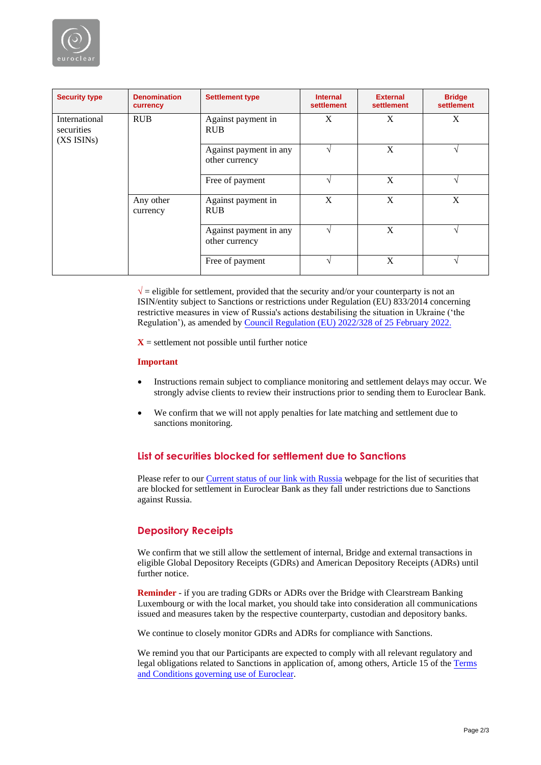| Security type | Denomination currency | Settlement type | Internal settlement | External settlement | Bridge settlement |
|---|---|---|---|---|---|
| International securities (XS ISINs) | RUB | Against payment in RUB | X | X | X |
| | | Against payment in any other currency | √ | X | √ |
| | | Free of payment | √ | X | √ |
| | Any other currency | Against payment in RUB | X | X | X |
| | | Against payment in any other currency | √ | X | √ |
| | | Free of payment | √ | X | √ |

√ = eligible for settlement, provided that the security and/or your counterparty is not an ISIN/entity subject to Sanctions or restrictions under Regulation (EU) 833/2014 concerning restrictive measures in view of Russia's actions destabilising the situation in Ukraine ('the Regulation'), as amended by Council Regulation (EU) 2022/328 of 25 February 2022.

**X** = settlement not possible until further notice

**Important**

- Instructions remain subject to compliance monitoring and settlement delays may occur. We strongly advise clients to review their instructions prior to sending them to Euroclear Bank.
- We confirm that we will not apply penalties for late matching and settlement due to sanctions monitoring.

## List of securities blocked for settlement due to Sanctions

Please refer to our Current status of our link with Russia webpage for the list of securities that are blocked for settlement in Euroclear Bank as they fall under restrictions due to Sanctions against Russia.

## Depository Receipts

We confirm that we still allow the settlement of internal, Bridge and external transactions in eligible Global Depository Receipts (GDRs) and American Depository Receipts (ADRs) until further notice.

**Reminder** - if you are trading GDRs or ADRs over the Bridge with Clearstream Banking Luxembourg or with the local market, you should take into consideration all communications issued and measures taken by the respective counterparty, custodian and depository banks.

We continue to closely monitor GDRs and ADRs for compliance with Sanctions.

We remind you that our Participants are expected to comply with all relevant regulatory and legal obligations related to Sanctions in application of, among others, Article 15 of the Terms and Conditions governing use of Euroclear.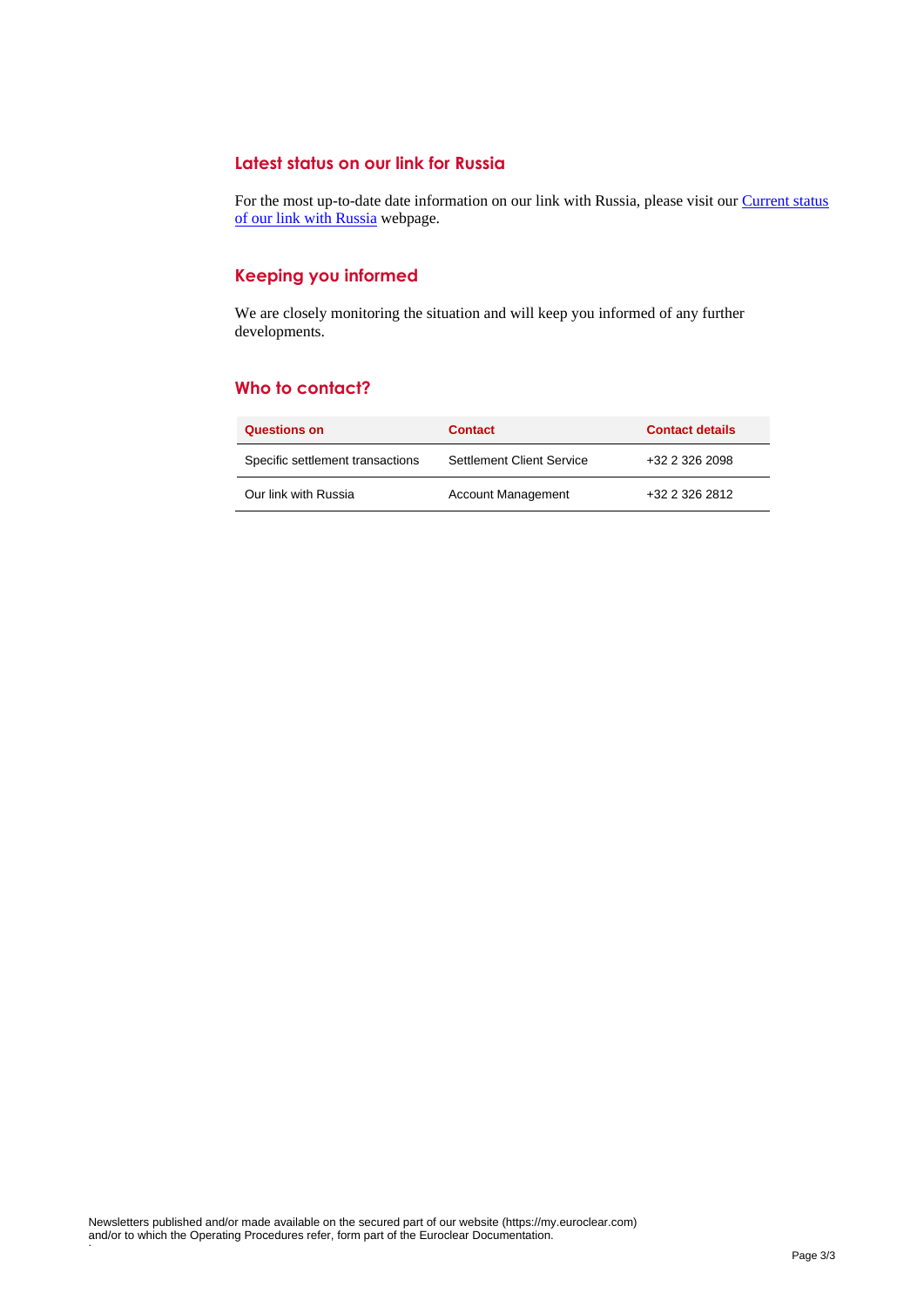## Latest status on our link for Russia

For the most up-to-date date information on our link with Russia, please visit our [Current status of our link with Russia] webpage.

## Keeping you informed

We are closely monitoring the situation and will keep you informed of any further developments.

## Who to contact?

| Questions on | Contact | Contact details |
|---|---|---|
| Specific settlement transactions | Settlement Client Service | +32 2 326 2098 |
| Our link with Russia | Account Management | +32 2 326 2812 |

Newsletters published and/or made available on the secured part of our website (https://my.euroclear.com) and/or to which the Operating Procedures refer, form part of the Euroclear Documentation.